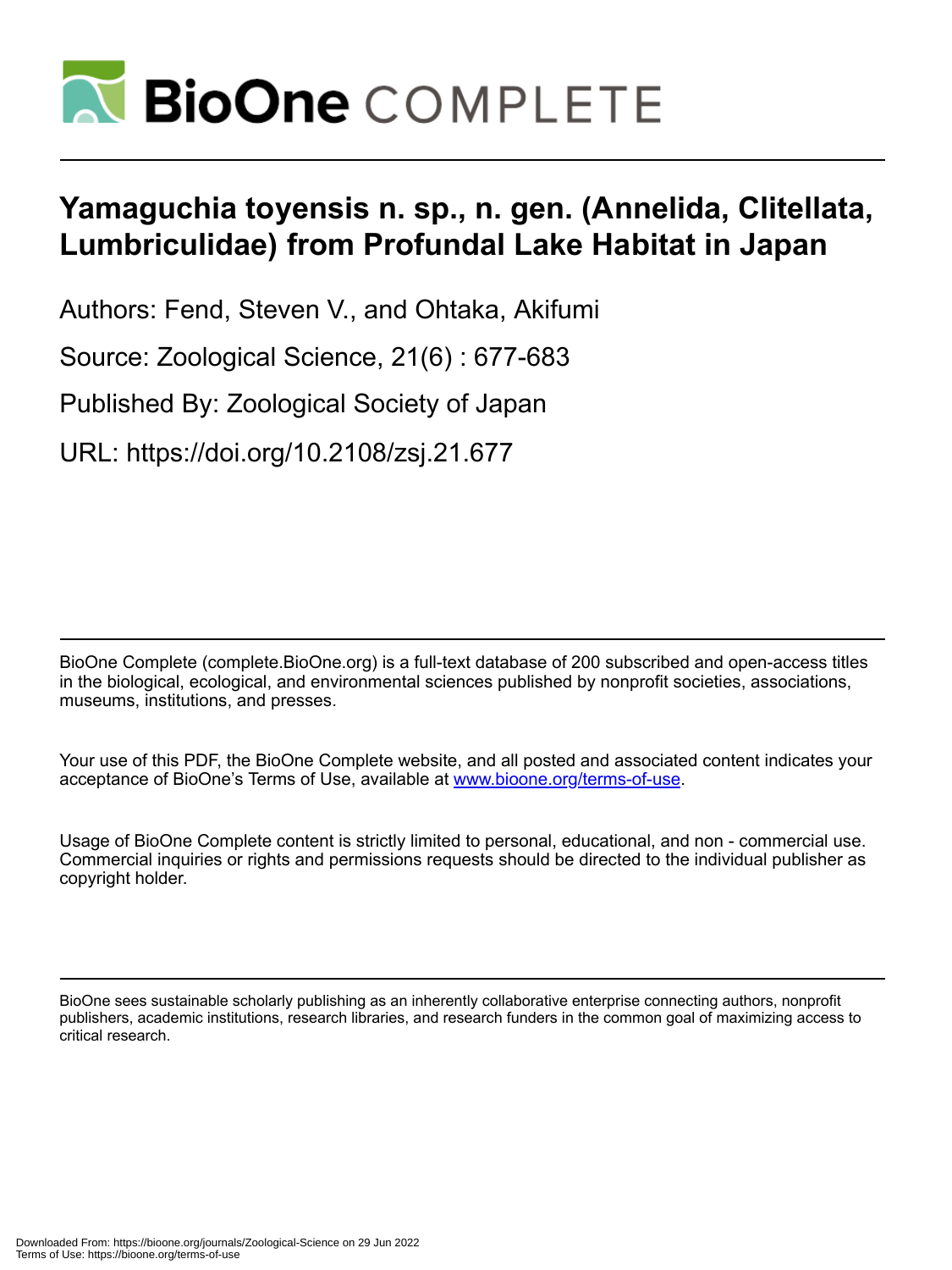# Yamaguchia toyensis n. sp., n. gen. (Annelida, Clitellata, Lumbriculidae) from Profundal Lake Habitat in Japan

Authors: Fend, Steven V., and Ohtaka, Akifumi

Source: Zoological Science, 21(6) : 677-683

Published By: Zoological Society of Japan

URL: https://doi.org/10.2108/zsj.21.677

BioOne Complete (complete.BioOne.org) is a full-text database of 200 subscribed and open-access titles in the biological, ecological, and environmental sciences published by nonprofit societies, associations, museums, institutions, and presses.

Your use of this PDF, the BioOne Complete website, and all posted and associated content indicates your acceptance of BioOne's Terms of Use, available at www.bioone.org/terms-of-use.

Usage of BioOne Complete content is strictly limited to personal, educational, and non - commercial use. Commercial inquiries or rights and permissions requests should be directed to the individual publisher as copyright holder.

BioOne sees sustainable scholarly publishing as an inherently collaborative enterprise connecting authors, nonprofit publishers, academic institutions, research libraries, and research funders in the common goal of maximizing access to critical research.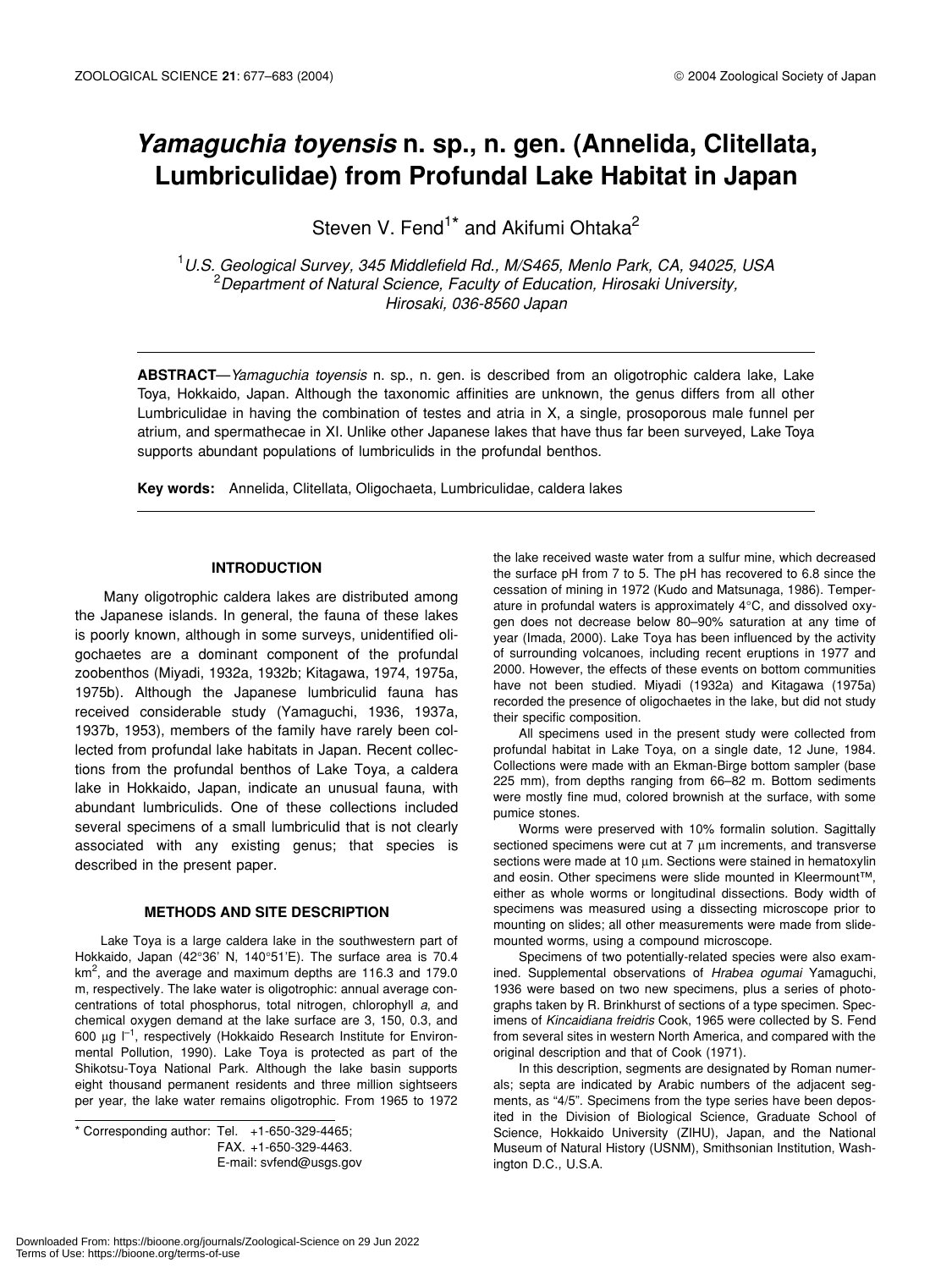# *Yamaguchia toyensis* n. sp., n. gen. (Annelida, Clitellata, Lumbriculidae) from Profundal Lake Habitat in Japan

Steven V. Fend[1]* and Akifumi Ohtaka[2]

[1]*U.S. Geological Survey, 345 Middlefield Rd., M/S465, Menlo Park, CA, 94025, USA*
[2]*Department of Natural Science, Faculty of Education, Hirosaki University, Hirosaki, 036-8560 Japan*

**ABSTRACT**—*Yamaguchia toyensis* n. sp., n. gen. is described from an oligotrophic caldera lake, Lake Toya, Hokkaido, Japan. Although the taxonomic affinities are unknown, the genus differs from all other Lumbriculidae in having the combination of testes and atria in X, a single, prosoporous male funnel per atrium, and spermathecae in XI. Unlike other Japanese lakes that have thus far been surveyed, Lake Toya supports abundant populations of lumbriculids in the profundal benthos.

**Key words:** Annelida, Clitellata, Oligochaeta, Lumbriculidae, caldera lakes

## INTRODUCTION

Many oligotrophic caldera lakes are distributed among the Japanese islands. In general, the fauna of these lakes is poorly known, although in some surveys, unidentified oligochaetes are a dominant component of the profundal zoobenthos (Miyadi, 1932a, 1932b; Kitagawa, 1974, 1975a, 1975b). Although the Japanese lumbriculid fauna has received considerable study (Yamaguchi, 1936, 1937a, 1937b, 1953), members of the family have rarely been collected from profundal lake habitats in Japan. Recent collections from the profundal benthos of Lake Toya, a caldera lake in Hokkaido, Japan, indicate an unusual fauna, with abundant lumbriculids. One of these collections included several specimens of a small lumbriculid that is not clearly associated with any existing genus; that species is described in the present paper.

## METHODS AND SITE DESCRIPTION

Lake Toya is a large caldera lake in the southwestern part of Hokkaido, Japan (42°36' N, 140°51'E). The surface area is 70.4 km$^2$, and the average and maximum depths are 116.3 and 179.0 m, respectively. The lake water is oligotrophic: annual average concentrations of total phosphorus, total nitrogen, chlorophyll *a*, and chemical oxygen demand at the lake surface are 3, 150, 0.3, and 600 µg l$^{-1}$, respectively (Hokkaido Research Institute for Environmental Pollution, 1990). Lake Toya is protected as part of the Shikotsu-Toya National Park. Although the lake basin supports eight thousand permanent residents and three million sightseers per year, the lake water remains oligotrophic. From 1965 to 1972 the lake received waste water from a sulfur mine, which decreased the surface pH from 7 to 5. The pH has recovered to 6.8 since the cessation of mining in 1972 (Kudo and Matsunaga, 1986). Temperature in profundal waters is approximately 4°C, and dissolved oxygen does not decrease below 80–90% saturation at any time of year (Imada, 2000). Lake Toya has been influenced by the activity of surrounding volcanoes, including recent eruptions in 1977 and 2000. However, the effects of these events on bottom communities have not been studied. Miyadi (1932a) and Kitagawa (1975a) recorded the presence of oligochaetes in the lake, but did not study their specific composition.

All specimens used in the present study were collected from profundal habitat in Lake Toya, on a single date, 12 June, 1984. Collections were made with an Ekman-Birge bottom sampler (base 225 mm), from depths ranging from 66–82 m. Bottom sediments were mostly fine mud, colored brownish at the surface, with some pumice stones.

Worms were preserved with 10% formalin solution. Sagittally sectioned specimens were cut at 7 µm increments, and transverse sections were made at 10 µm. Sections were stained in hematoxylin and eosin. Other specimens were slide mounted in Kleermount™, either as whole worms or longitudinal dissections. Body width of specimens was measured using a dissecting microscope prior to mounting on slides; all other measurements were made from slide-mounted worms, using a compound microscope.

Specimens of two potentially-related species were also examined. Supplemental observations of *Hrabea ogumai* Yamaguchi, 1936 were based on two new specimens, plus a series of photographs taken by R. Brinkhurst of sections of a type specimen. Specimens of *Kincaidiana freidris* Cook, 1965 were collected by S. Fend from several sites in western North America, and compared with the original description and that of Cook (1971).

In this description, segments are designated by Roman numerals; septa are indicated by Arabic numbers of the adjacent segments, as "4/5". Specimens from the type series have been deposited in the Division of Biological Science, Graduate School of Science, Hokkaido University (ZIHU), Japan, and the National Museum of Natural History (USNM), Smithsonian Institution, Washington D.C., U.S.A.

* Corresponding author: Tel. +1-650-329-4465;
FAX. +1-650-329-4463.
E-mail: svfend@usgs.gov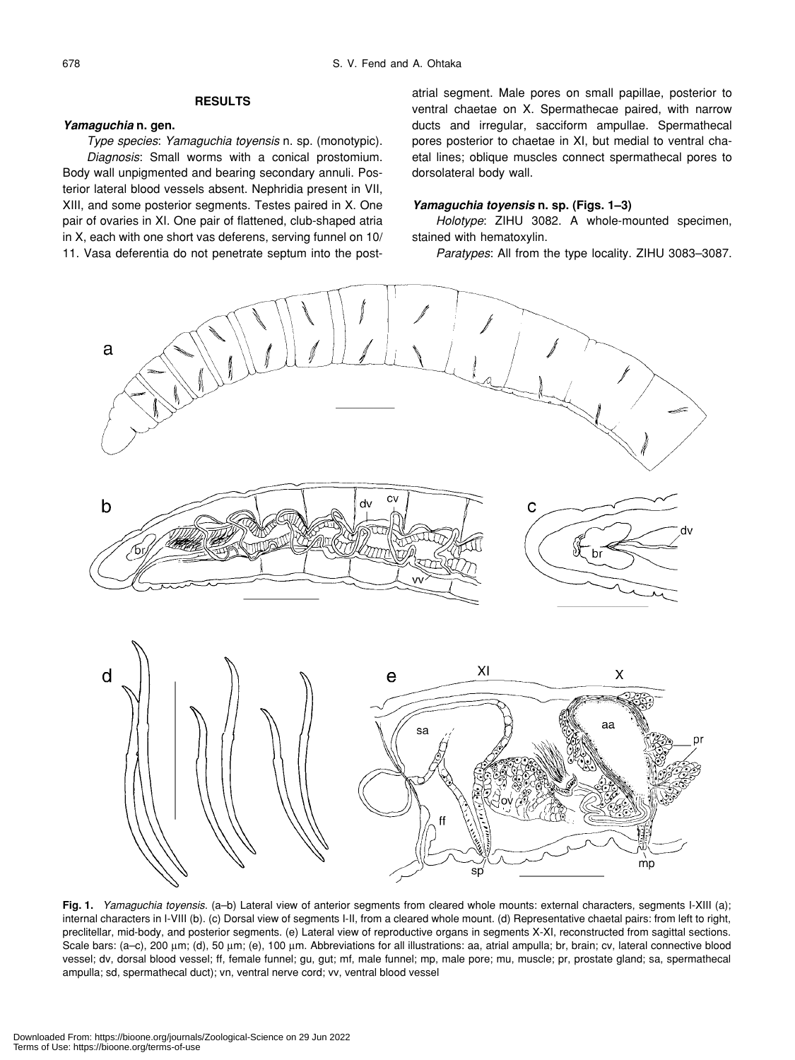## RESULTS

### *Yamaguchia* n. gen.

*Type species*: *Yamaguchia toyensis* n. sp. (monotypic).

*Diagnosis*: Small worms with a conical prostomium. Body wall unpigmented and bearing secondary annuli. Posterior lateral blood vessels absent. Nephridia present in VII, XIII, and some posterior segments. Testes paired in X. One pair of ovaries in XI. One pair of flattened, club-shaped atria in X, each with one short vas deferens, serving funnel on 10/11. Vasa deferentia do not penetrate septum into the postatrial segment. Male pores on small papillae, posterior to ventral chaetae on X. Spermathecae paired, with narrow ducts and irregular, sacciform ampullae. Spermathecal pores posterior to chaetae in XI, but medial to ventral chaetal lines; oblique muscles connect spermathecal pores to dorsolateral body wall.

### *Yamaguchia toyensis* n. sp. (Figs. 1–3)

*Holotype*: ZIHU 3082. A whole-mounted specimen, stained with hematoxylin.

*Paratypes*: All from the type locality. ZIHU 3083–3087.

**Fig. 1.** *Yamaguchia toyensis*. (a–b) Lateral view of anterior segments from cleared whole mounts: external characters, segments I-XIII (a); internal characters in I-VIII (b). (c) Dorsal view of segments I-II, from a cleared whole mount. (d) Representative chaetal pairs: from left to right, preclitellar, mid-body, and posterior segments. (e) Lateral view of reproductive organs in segments X-XI, reconstructed from sagittal sections. Scale bars: (a–c), 200 µm; (d), 50 µm; (e), 100 µm. Abbreviations for all illustrations: aa, atrial ampulla; br, brain; cv, lateral connective blood vessel; dv, dorsal blood vessel; ff, female funnel; gu, gut; mf, male funnel; mp, male pore; mu, muscle; pr, prostate gland; sa, spermathecal ampulla; sd, spermathecal duct); vn, ventral nerve cord; vv, ventral blood vessel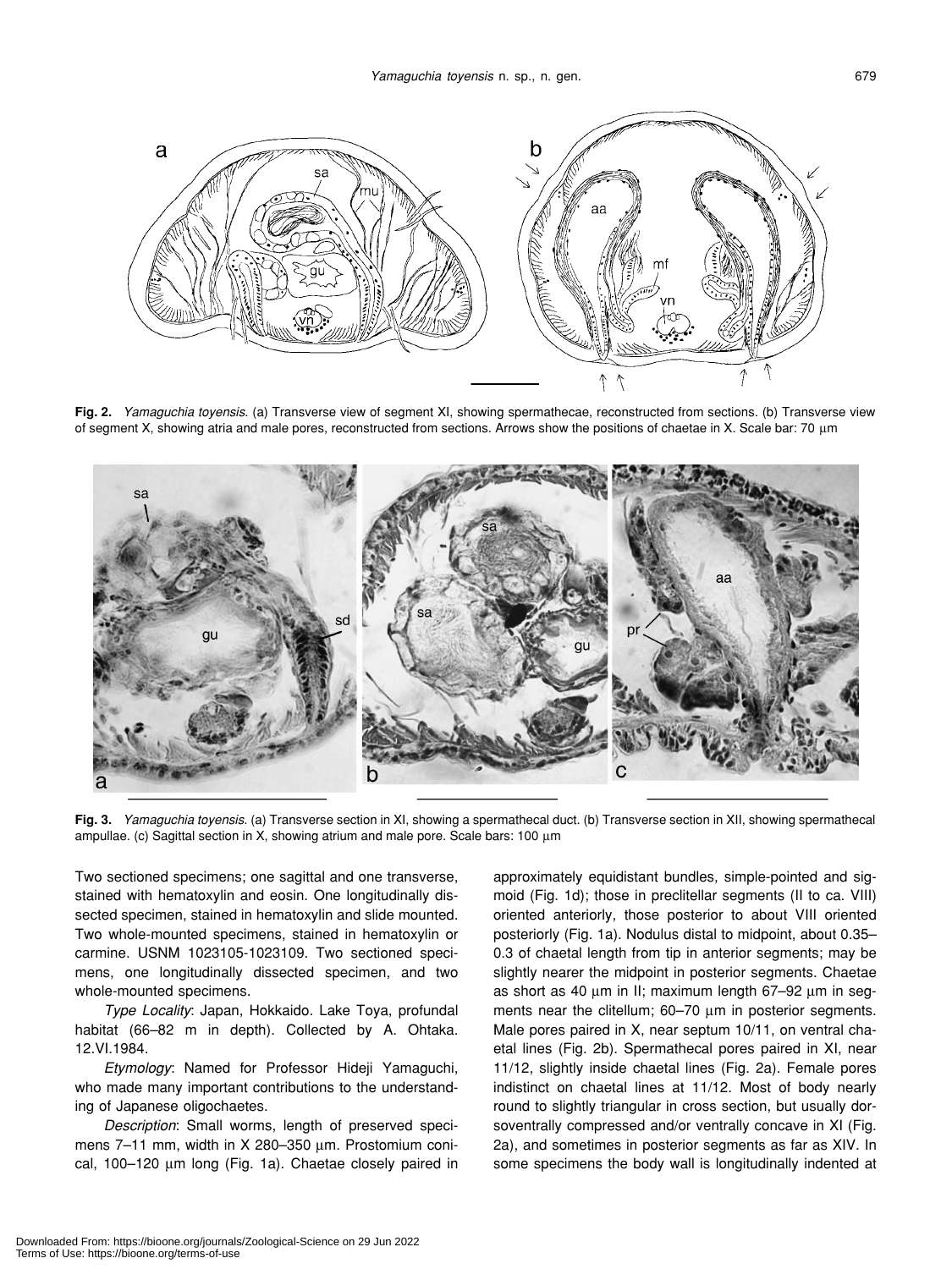**Fig. 2.** *Yamaguchia toyensis*. (a) Transverse view of segment XI, showing spermathecae, reconstructed from sections. (b) Transverse view of segment X, showing atria and male pores, reconstructed from sections. Arrows show the positions of chaetae in X. Scale bar: 70 µm

**Fig. 3.** *Yamaguchia toyensis*. (a) Transverse section in XI, showing a spermathecal duct. (b) Transverse section in XII, showing spermathecal ampullae. (c) Sagittal section in X, showing atrium and male pore. Scale bars: 100 µm

Two sectioned specimens; one sagittal and one transverse, stained with hematoxylin and eosin. One longitudinally dissected specimen, stained in hematoxylin and slide mounted. Two whole-mounted specimens, stained in hematoxylin or carmine. USNM 1023105-1023109. Two sectioned specimens, one longitudinally dissected specimen, and two whole-mounted specimens.

*Type Locality*: Japan, Hokkaido. Lake Toya, profundal habitat (66–82 m in depth). Collected by A. Ohtaka. 12.VI.1984.

*Etymology*: Named for Professor Hideji Yamaguchi, who made many important contributions to the understanding of Japanese oligochaetes.

*Description*: Small worms, length of preserved specimens 7–11 mm, width in X 280–350 µm. Prostomium conical, 100–120 µm long (Fig. 1a). Chaetae closely paired in approximately equidistant bundles, simple-pointed and sigmoid (Fig. 1d); those in preclitellar segments (II to ca. VIII) oriented anteriorly, those posterior to about VIII oriented posteriorly (Fig. 1a). Nodulus distal to midpoint, about 0.35–0.3 of chaetal length from tip in anterior segments; may be slightly nearer the midpoint in posterior segments. Chaetae as short as 40 µm in II; maximum length 67–92 µm in segments near the clitellum; 60–70 µm in posterior segments. Male pores paired in X, near septum 10/11, on ventral chaetal lines (Fig. 2b). Spermathecal pores paired in XI, near 11/12, slightly inside chaetal lines (Fig. 2a). Female pores indistinct on chaetal lines at 11/12. Most of body nearly round to slightly triangular in cross section, but usually dorsoventrally compressed and/or ventrally concave in XI (Fig. 2a), and sometimes in posterior segments as far as XIV. In some specimens the body wall is longitudinally indented at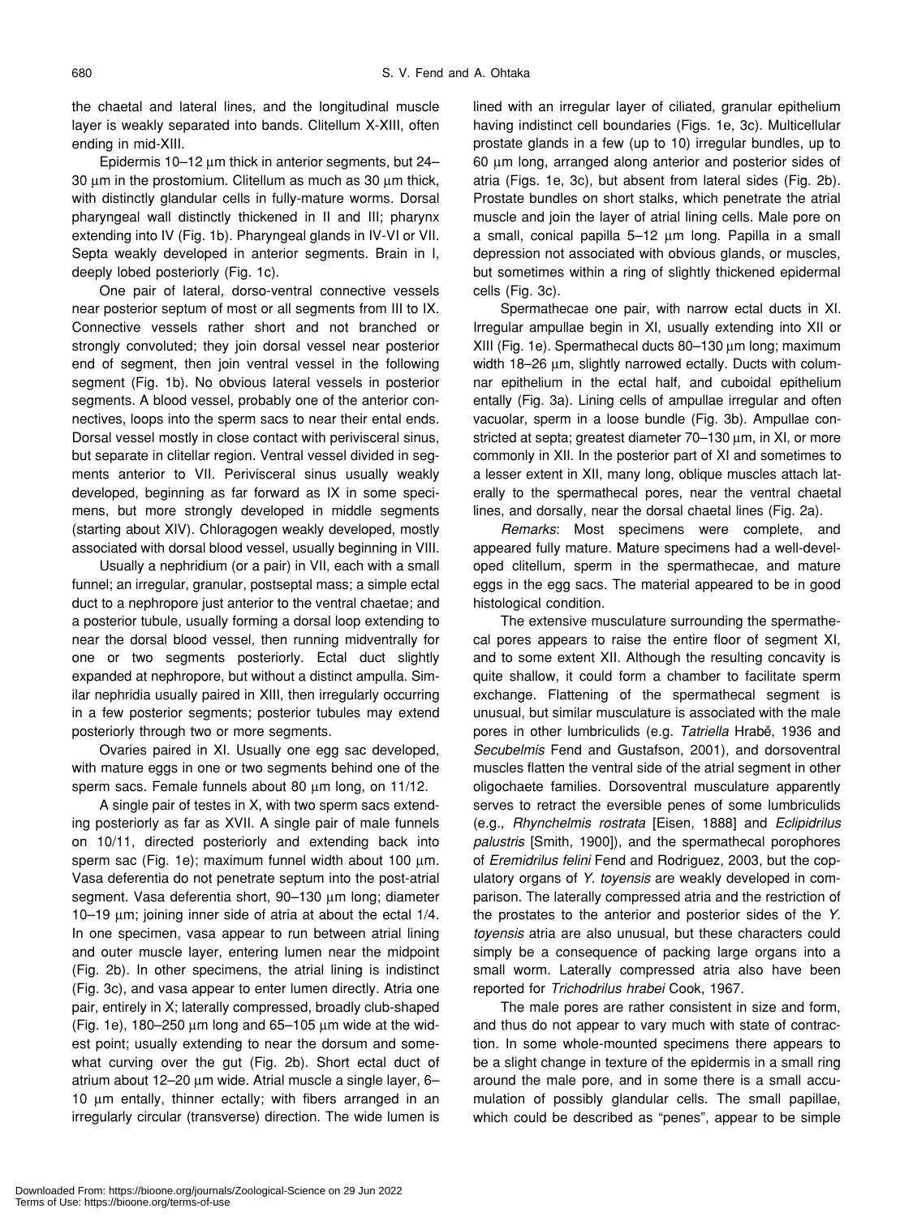the chaetal and lateral lines, and the longitudinal muscle layer is weakly separated into bands. Clitellum X-XIII, often ending in mid-XIII.

Epidermis 10–12 μm thick in anterior segments, but 24–30 μm in the prostomium. Clitellum as much as 30 μm thick, with distinctly glandular cells in fully-mature worms. Dorsal pharyngeal wall distinctly thickened in II and III; pharynx extending into IV (Fig. 1b). Pharyngeal glands in IV-VI or VII. Septa weakly developed in anterior segments. Brain in I, deeply lobed posteriorly (Fig. 1c).

One pair of lateral, dorso-ventral connective vessels near posterior septum of most or all segments from III to IX. Connective vessels rather short and not branched or strongly convoluted; they join dorsal vessel near posterior end of segment, then join ventral vessel in the following segment (Fig. 1b). No obvious lateral vessels in posterior segments. A blood vessel, probably one of the anterior connectives, loops into the sperm sacs to near their ental ends. Dorsal vessel mostly in close contact with perivisceral sinus, but separate in clitellar region. Ventral vessel divided in segments anterior to VII. Perivisceral sinus usually weakly developed, beginning as far forward as IX in some specimens, but more strongly developed in middle segments (starting about XIV). Chloragogen weakly developed, mostly associated with dorsal blood vessel, usually beginning in VIII.

Usually a nephridium (or a pair) in VII, each with a small funnel; an irregular, granular, postseptal mass; a simple ectal duct to a nephropore just anterior to the ventral chaetae; and a posterior tubule, usually forming a dorsal loop extending to near the dorsal blood vessel, then running midventrally for one or two segments posteriorly. Ectal duct slightly expanded at nephropore, but without a distinct ampulla. Similar nephridia usually paired in XIII, then irregularly occurring in a few posterior segments; posterior tubules may extend posteriorly through two or more segments.

Ovaries paired in XI. Usually one egg sac developed, with mature eggs in one or two segments behind one of the sperm sacs. Female funnels about 80 μm long, on 11/12.

A single pair of testes in X, with two sperm sacs extending posteriorly as far as XVII. A single pair of male funnels on 10/11, directed posteriorly and extending back into sperm sac (Fig. 1e); maximum funnel width about 100 μm. Vasa deferentia do not penetrate septum into the post-atrial segment. Vasa deferentia short, 90–130 μm long; diameter 10–19 μm; joining inner side of atria at about the ectal 1/4. In one specimen, vasa appear to run between atrial lining and outer muscle layer, entering lumen near the midpoint (Fig. 2b). In other specimens, the atrial lining is indistinct (Fig. 3c), and vasa appear to enter lumen directly. Atria one pair, entirely in X; laterally compressed, broadly club-shaped (Fig. 1e), 180–250 μm long and 65–105 μm wide at the widest point; usually extending to near the dorsum and somewhat curving over the gut (Fig. 2b). Short ectal duct of atrium about 12–20 μm wide. Atrial muscle a single layer, 6–10 μm entally, thinner ectally; with fibers arranged in an irregularly circular (transverse) direction. The wide lumen is lined with an irregular layer of ciliated, granular epithelium having indistinct cell boundaries (Figs. 1e, 3c). Multicellular prostate glands in a few (up to 10) irregular bundles, up to 60 μm long, arranged along anterior and posterior sides of atria (Figs. 1e, 3c), but absent from lateral sides (Fig. 2b). Prostate bundles on short stalks, which penetrate the atrial muscle and join the layer of atrial lining cells. Male pore on a small, conical papilla 5–12 μm long. Papilla in a small depression not associated with obvious glands, or muscles, but sometimes within a ring of slightly thickened epidermal cells (Fig. 3c).

Spermathecae one pair, with narrow ectal ducts in XI. Irregular ampullae begin in XI, usually extending into XII or XIII (Fig. 1e). Spermathecal ducts 80–130 μm long; maximum width 18–26 μm, slightly narrowed ectally. Ducts with columnar epithelium in the ectal half, and cuboidal epithelium entally (Fig. 3a). Lining cells of ampullae irregular and often vacuolar, sperm in a loose bundle (Fig. 3b). Ampullae constricted at septa; greatest diameter 70–130 μm, in XI, or more commonly in XII. In the posterior part of XI and sometimes to a lesser extent in XII, many long, oblique muscles attach laterally to the spermathecal pores, near the ventral chaetal lines, and dorsally, near the dorsal chaetal lines (Fig. 2a).

*Remarks*: Most specimens were complete, and appeared fully mature. Mature specimens had a well-developed clitellum, sperm in the spermathecae, and mature eggs in the egg sacs. The material appeared to be in good histological condition.

The extensive musculature surrounding the spermathecal pores appears to raise the entire floor of segment XI, and to some extent XII. Although the resulting concavity is quite shallow, it could form a chamber to facilitate sperm exchange. Flattening of the spermathecal segment is unusual, but similar musculature is associated with the male pores in other lumbriculids (e.g. *Tatriella* Hrabě, 1936 and *Secubelmis* Fend and Gustafson, 2001), and dorsoventral muscles flatten the ventral side of the atrial segment in other oligochaete families. Dorsoventral musculature apparently serves to retract the eversible penes of some lumbriculids (e.g., *Rhynchelmis rostrata* [Eisen, 1888] and *Eclipidrilus palustris* [Smith, 1900]), and the spermathecal porophores of *Eremidrilus felini* Fend and Rodriguez, 2003, but the copulatory organs of *Y. toyensis* are weakly developed in comparison. The laterally compressed atria and the restriction of the prostates to the anterior and posterior sides of the *Y. toyensis* atria are also unusual, but these characters could simply be a consequence of packing large organs into a small worm. Laterally compressed atria also have been reported for *Trichodrilus hrabei* Cook, 1967.

The male pores are rather consistent in size and form, and thus do not appear to vary much with state of contraction. In some whole-mounted specimens there appears to be a slight change in texture of the epidermis in a small ring around the male pore, and in some there is a small accumulation of possibly glandular cells. The small papillae, which could be described as "penes", appear to be simple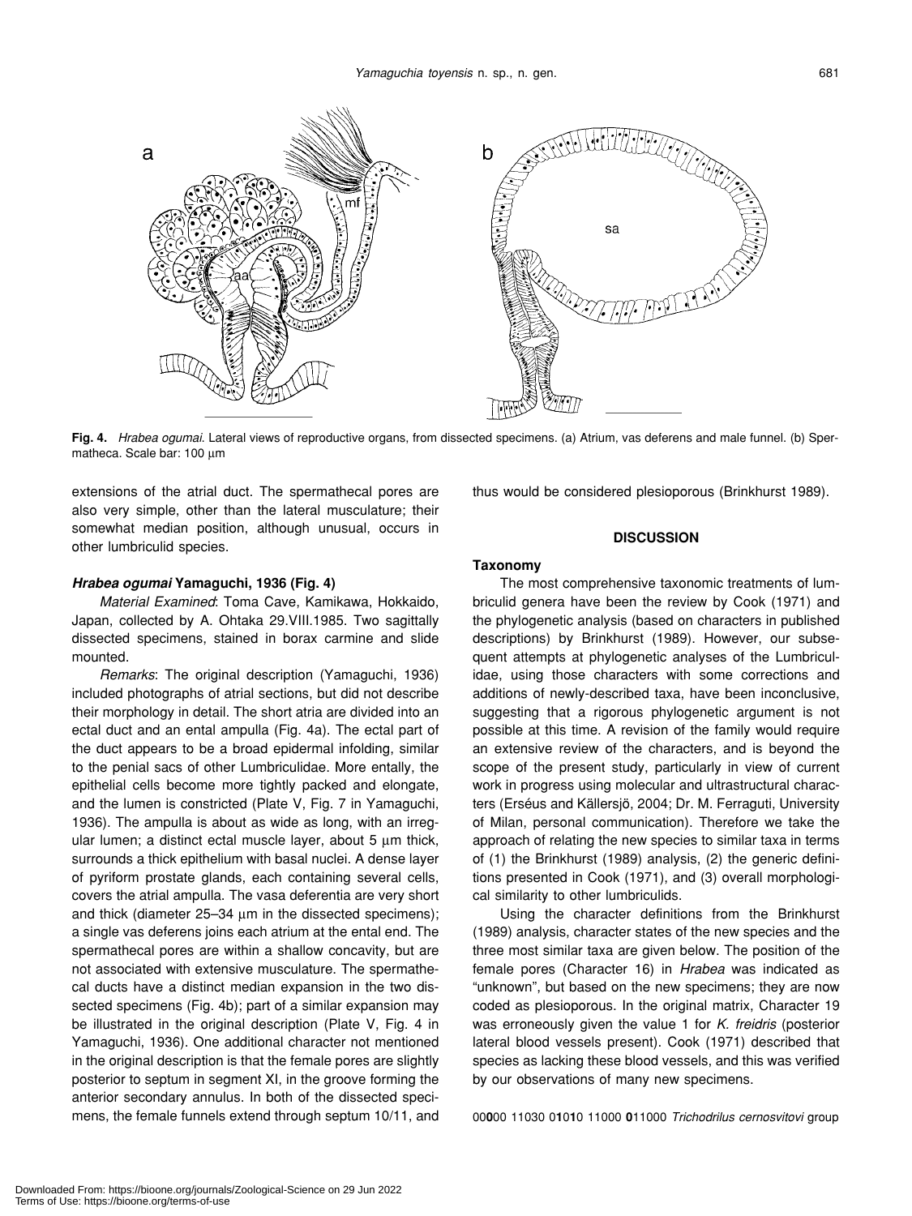Fig. 4. *Hrabea ogumai*. Lateral views of reproductive organs, from dissected specimens. (a) Atrium, vas deferens and male funnel. (b) Spermatheca. Scale bar: 100 µm

extensions of the atrial duct. The spermathecal pores are also very simple, other than the lateral musculature; their somewhat median position, although unusual, occurs in other lumbriculid species.

#### *Hrabea ogumai* Yamaguchi, 1936 (Fig. 4)

*Material Examined*: Toma Cave, Kamikawa, Hokkaido, Japan, collected by A. Ohtaka 29.VIII.1985. Two sagittally dissected specimens, stained in borax carmine and slide mounted.

*Remarks*: The original description (Yamaguchi, 1936) included photographs of atrial sections, but did not describe their morphology in detail. The short atria are divided into an ectal duct and an ental ampulla (Fig. 4a). The ectal part of the duct appears to be a broad epidermal infolding, similar to the penial sacs of other Lumbriculidae. More entally, the epithelial cells become more tightly packed and elongate, and the lumen is constricted (Plate V, Fig. 7 in Yamaguchi, 1936). The ampulla is about as wide as long, with an irregular lumen; a distinct ectal muscle layer, about 5 µm thick, surrounds a thick epithelium with basal nuclei. A dense layer of pyriform prostate glands, each containing several cells, covers the atrial ampulla. The vasa deferentia are very short and thick (diameter 25–34 µm in the dissected specimens); a single vas deferens joins each atrium at the ental end. The spermathecal pores are within a shallow concavity, but are not associated with extensive musculature. The spermathecal ducts have a distinct median expansion in the two dissected specimens (Fig. 4b); part of a similar expansion may be illustrated in the original description (Plate V, Fig. 4 in Yamaguchi, 1936). One additional character not mentioned in the original description is that the female pores are slightly posterior to septum in segment XI, in the groove forming the anterior secondary annulus. In both of the dissected specimens, the female funnels extend through septum 10/11, and thus would be considered plesioporous (Brinkhurst 1989).

## DISCUSSION

### Taxonomy

The most comprehensive taxonomic treatments of lumbriculid genera have been the review by Cook (1971) and the phylogenetic analysis (based on characters in published descriptions) by Brinkhurst (1989). However, our subsequent attempts at phylogenetic analyses of the Lumbriculidae, using those characters with some corrections and additions of newly-described taxa, have been inconclusive, suggesting that a rigorous phylogenetic argument is not possible at this time. A revision of the family would require an extensive review of the characters, and is beyond the scope of the present study, particularly in view of current work in progress using molecular and ultrastructural characters (Erséus and Källersjö, 2004; Dr. M. Ferraguti, University of Milan, personal communication). Therefore we take the approach of relating the new species to similar taxa in terms of (1) the Brinkhurst (1989) analysis, (2) the generic definitions presented in Cook (1971), and (3) overall morphological similarity to other lumbriculids.

Using the character definitions from the Brinkhurst (1989) analysis, character states of the new species and the three most similar taxa are given below. The position of the female pores (Character 16) in *Hrabea* was indicated as "unknown", but based on the new specimens; they are now coded as plesioporous. In the original matrix, Character 19 was erroneously given the value 1 for *K. freidris* (posterior lateral blood vessels present). Cook (1971) described that species as lacking these blood vessels, and this was verified by our observations of many new specimens.

00**0**00 11030 0**1**0**1**0 11000 **0**11000 *Trichodrilus cernosvitovi* group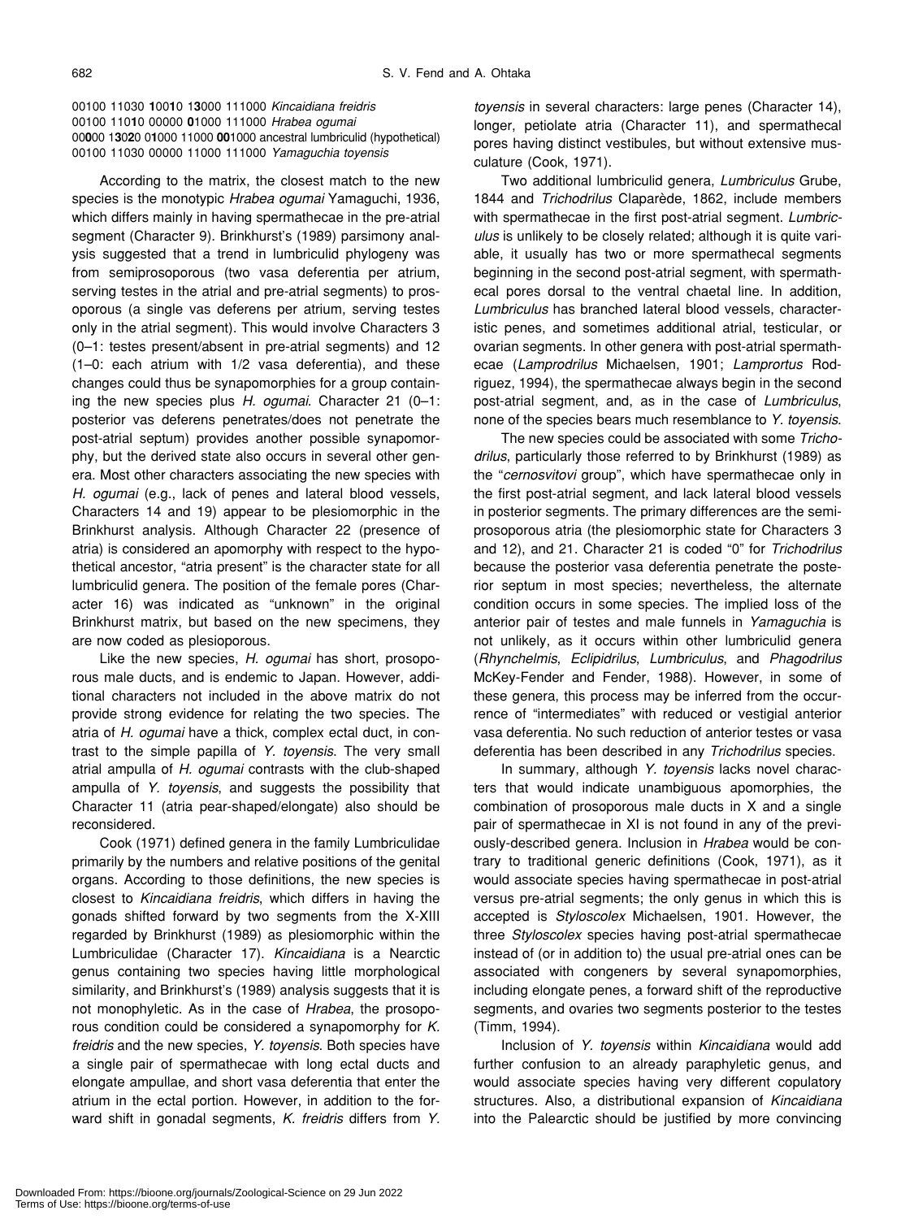00100 11030 **1**00**1**0 1**3**000 111000 *Kincaidiana freidris*
00100 110**1**0 00000 **0**1000 111000 *Hrabea ogumai*
00**0**00 1**3**0**2**0 0**1**000 11000 **00**1000 ancestral lumbriculid (hypothetical)
00100 11030 00000 11000 111000 *Yamaguchia toyensis*

According to the matrix, the closest match to the new species is the monotypic *Hrabea ogumai* Yamaguchi, 1936, which differs mainly in having spermathecae in the pre-atrial segment (Character 9). Brinkhurst's (1989) parsimony analysis suggested that a trend in lumbriculid phylogeny was from semiprosoporous (two vasa deferentia per atrium, serving testes in the atrial and pre-atrial segments) to prosoporous (a single vas deferens per atrium, serving testes only in the atrial segment). This would involve Characters 3 (0–1: testes present/absent in pre-atrial segments) and 12 (1–0: each atrium with 1/2 vasa deferentia), and these changes could thus be synapomorphies for a group containing the new species plus *H. ogumai*. Character 21 (0–1: posterior vas deferens penetrates/does not penetrate the post-atrial septum) provides another possible synapomorphy, but the derived state also occurs in several other genera. Most other characters associating the new species with *H. ogumai* (e.g., lack of penes and lateral blood vessels, Characters 14 and 19) appear to be plesiomorphic in the Brinkhurst analysis. Although Character 22 (presence of atria) is considered an apomorphy with respect to the hypothetical ancestor, "atria present" is the character state for all lumbriculid genera. The position of the female pores (Character 16) was indicated as "unknown" in the original Brinkhurst matrix, but based on the new specimens, they are now coded as plesioporous.

Like the new species, *H. ogumai* has short, prosoporous male ducts, and is endemic to Japan. However, additional characters not included in the above matrix do not provide strong evidence for relating the two species. The atria of *H. ogumai* have a thick, complex ectal duct, in contrast to the simple papilla of *Y. toyensis*. The very small atrial ampulla of *H. ogumai* contrasts with the club-shaped ampulla of *Y. toyensis*, and suggests the possibility that Character 11 (atria pear-shaped/elongate) also should be reconsidered.

Cook (1971) defined genera in the family Lumbriculidae primarily by the numbers and relative positions of the genital organs. According to those definitions, the new species is closest to *Kincaidiana freidris*, which differs in having the gonads shifted forward by two segments from the X-XIII regarded by Brinkhurst (1989) as plesiomorphic within the Lumbriculidae (Character 17). *Kincaidiana* is a Nearctic genus containing two species having little morphological similarity, and Brinkhurst's (1989) analysis suggests that it is not monophyletic. As in the case of *Hrabea*, the prosoporous condition could be considered a synapomorphy for *K. freidris* and the new species, *Y. toyensis*. Both species have a single pair of spermathecae with long ectal ducts and elongate ampullae, and short vasa deferentia that enter the atrium in the ectal portion. However, in addition to the forward shift in gonadal segments, *K. freidris* differs from *Y. toyensis* in several characters: large penes (Character 14), longer, petiolate atria (Character 11), and spermathecal pores having distinct vestibules, but without extensive musculature (Cook, 1971).

Two additional lumbriculid genera, *Lumbriculus* Grube, 1844 and *Trichodrilus* Claparède, 1862, include members with spermathecae in the first post-atrial segment. *Lumbriculus* is unlikely to be closely related; although it is quite variable, it usually has two or more spermathecal segments beginning in the second post-atrial segment, with spermathecal pores dorsal to the ventral chaetal line. In addition, *Lumbriculus* has branched lateral blood vessels, characteristic penes, and sometimes additional atrial, testicular, or ovarian segments. In other genera with post-atrial spermathecae (*Lamprodrilus* Michaelsen, 1901; *Lamprortus* Rodriguez, 1994), the spermathecae always begin in the second post-atrial segment, and, as in the case of *Lumbriculus*, none of the species bears much resemblance to *Y. toyensis*.

The new species could be associated with some *Trichodrilus*, particularly those referred to by Brinkhurst (1989) as the "*cernosvitovi* group", which have spermathecae only in the first post-atrial segment, and lack lateral blood vessels in posterior segments. The primary differences are the semiprosoporous atria (the plesiomorphic state for Characters 3 and 12), and 21. Character 21 is coded "0" for *Trichodrilus* because the posterior vasa deferentia penetrate the posterior septum in most species; nevertheless, the alternate condition occurs in some species. The implied loss of the anterior pair of testes and male funnels in *Yamaguchia* is not unlikely, as it occurs within other lumbriculid genera (*Rhynchelmis*, *Eclipidrilus*, *Lumbriculus*, and *Phagodrilus* McKey-Fender and Fender, 1988). However, in some of these genera, this process may be inferred from the occurrence of "intermediates" with reduced or vestigial anterior vasa deferentia. No such reduction of anterior testes or vasa deferentia has been described in any *Trichodrilus* species.

In summary, although *Y. toyensis* lacks novel characters that would indicate unambiguous apomorphies, the combination of prosoporous male ducts in X and a single pair of spermathecae in XI is not found in any of the previously-described genera. Inclusion in *Hrabea* would be contrary to traditional generic definitions (Cook, 1971), as it would associate species having spermathecae in post-atrial versus pre-atrial segments; the only genus in which this is accepted is *Styloscolex* Michaelsen, 1901. However, the three *Styloscolex* species having post-atrial spermathecae instead of (or in addition to) the usual pre-atrial ones can be associated with congeners by several synapomorphies, including elongate penes, a forward shift of the reproductive segments, and ovaries two segments posterior to the testes (Timm, 1994).

Inclusion of *Y. toyensis* within *Kincaidiana* would add further confusion to an already paraphyletic genus, and would associate species having very different copulatory structures. Also, a distributional expansion of *Kincaidiana* into the Palearctic should be justified by more convincing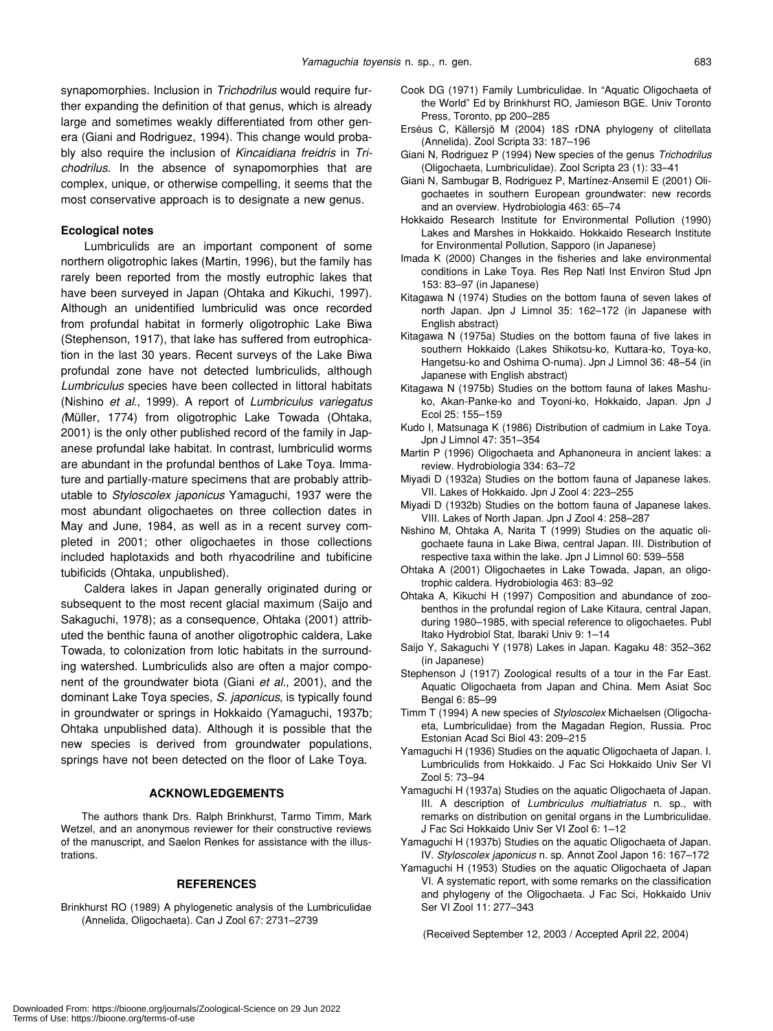synapomorphies. Inclusion in *Trichodrilus* would require further expanding the definition of that genus, which is already large and sometimes weakly differentiated from other genera (Giani and Rodriguez, 1994). This change would probably also require the inclusion of *Kincaidiana freidris* in *Trichodrilus*. In the absence of synapomorphies that are complex, unique, or otherwise compelling, it seems that the most conservative approach is to designate a new genus.

### Ecological notes

Lumbriculids are an important component of some northern oligotrophic lakes (Martin, 1996), but the family has rarely been reported from the mostly eutrophic lakes that have been surveyed in Japan (Ohtaka and Kikuchi, 1997). Although an unidentified lumbriculid was once recorded from profundal habitat in formerly oligotrophic Lake Biwa (Stephenson, 1917), that lake has suffered from eutrophication in the last 30 years. Recent surveys of the Lake Biwa profundal zone have not detected lumbriculids, although *Lumbriculus* species have been collected in littoral habitats (Nishino *et al*., 1999). A report of *Lumbriculus variegatus (*Müller, 1774) from oligotrophic Lake Towada (Ohtaka, 2001) is the only other published record of the family in Japanese profundal lake habitat. In contrast, lumbriculid worms are abundant in the profundal benthos of Lake Toya. Immature and partially-mature specimens that are probably attributable to *Styloscolex japonicus* Yamaguchi, 1937 were the most abundant oligochaetes on three collection dates in May and June, 1984, as well as in a recent survey completed in 2001; other oligochaetes in those collections included haplotaxids and both rhyacodriline and tubificine tubificids (Ohtaka, unpublished).

Caldera lakes in Japan generally originated during or subsequent to the most recent glacial maximum (Saijo and Sakaguchi, 1978); as a consequence, Ohtaka (2001) attributed the benthic fauna of another oligotrophic caldera, Lake Towada, to colonization from lotic habitats in the surrounding watershed. Lumbriculids also are often a major component of the groundwater biota (Giani *et al*., 2001), and the dominant Lake Toya species, *S. japonicus*, is typically found in groundwater or springs in Hokkaido (Yamaguchi, 1937b; Ohtaka unpublished data). Although it is possible that the new species is derived from groundwater populations, springs have not been detected on the floor of Lake Toya.

## ACKNOWLEDGEMENTS

The authors thank Drs. Ralph Brinkhurst, Tarmo Timm, Mark Wetzel, and an anonymous reviewer for their constructive reviews of the manuscript, and Saelon Renkes for assistance with the illustrations.

## REFERENCES

Brinkhurst RO (1989) A phylogenetic analysis of the Lumbriculidae (Annelida, Oligochaeta). Can J Zool 67: 2731–2739

Cook DG (1971) Family Lumbriculidae. In "Aquatic Oligochaeta of the World" Ed by Brinkhurst RO, Jamieson BGE. Univ Toronto Press, Toronto, pp 200–285

Erséus C, Källersjö M (2004) 18S rDNA phylogeny of clitellata (Annelida). Zool Scripta 33: 187–196

Giani N, Rodriguez P (1994) New species of the genus *Trichodrilus* (Oligochaeta, Lumbriculidae). Zool Scripta 23 (1): 33–41

Giani N, Sambugar B, Rodriguez P, Martínez-Ansemil E (2001) Oligochaetes in southern European groundwater: new records and an overview. Hydrobiologia 463: 65–74

Hokkaido Research Institute for Environmental Pollution (1990) Lakes and Marshes in Hokkaido. Hokkaido Research Institute for Environmental Pollution, Sapporo (in Japanese)

Imada K (2000) Changes in the fisheries and lake environmental conditions in Lake Toya. Res Rep Natl Inst Environ Stud Jpn 153: 83–97 (in Japanese)

Kitagawa N (1974) Studies on the bottom fauna of seven lakes of north Japan. Jpn J Limnol 35: 162–172 (in Japanese with English abstract)

Kitagawa N (1975a) Studies on the bottom fauna of five lakes in southern Hokkaido (Lakes Shikotsu-ko, Kuttara-ko, Toya-ko, Hangetsu-ko and Oshima O-numa). Jpn J Limnol 36: 48–54 (in Japanese with English abstract)

Kitagawa N (1975b) Studies on the bottom fauna of lakes Mashu-ko, Akan-Panke-ko and Toyoni-ko, Hokkaido, Japan. Jpn J Ecol 25: 155–159

Kudo I, Matsunaga K (1986) Distribution of cadmium in Lake Toya. Jpn J Limnol 47: 351–354

Martin P (1996) Oligochaeta and Aphanoneura in ancient lakes: a review. Hydrobiologia 334: 63–72

Miyadi D (1932a) Studies on the bottom fauna of Japanese lakes. VII. Lakes of Hokkaido. Jpn J Zool 4: 223–255

Miyadi D (1932b) Studies on the bottom fauna of Japanese lakes. VIII. Lakes of North Japan. Jpn J Zool 4: 258–287

Nishino M, Ohtaka A, Narita T (1999) Studies on the aquatic oligochaete fauna in Lake Biwa, central Japan. III. Distribution of respective taxa within the lake. Jpn J Limnol 60: 539–558

Ohtaka A (2001) Oligochaetes in Lake Towada, Japan, an oligotrophic caldera. Hydrobiologia 463: 83–92

Ohtaka A, Kikuchi H (1997) Composition and abundance of zoobenthos in the profundal region of Lake Kitaura, central Japan, during 1980–1985, with special reference to oligochaetes. Publ Itako Hydrobiol Stat, Ibaraki Univ 9: 1–14

Saijo Y, Sakaguchi Y (1978) Lakes in Japan. Kagaku 48: 352–362 (in Japanese)

Stephenson J (1917) Zoological results of a tour in the Far East. Aquatic Oligochaeta from Japan and China. Mem Asiat Soc Bengal 6: 85–99

Timm T (1994) A new species of *Styloscolex* Michaelsen (Oligochaeta, Lumbriculidae) from the Magadan Region, Russia. Proc Estonian Acad Sci Biol 43: 209–215

Yamaguchi H (1936) Studies on the aquatic Oligochaeta of Japan. I. Lumbriculids from Hokkaido. J Fac Sci Hokkaido Univ Ser VI Zool 5: 73–94

Yamaguchi H (1937a) Studies on the aquatic Oligochaeta of Japan. III. A description of *Lumbriculus multiatriatus* n. sp., with remarks on distribution on genital organs in the Lumbriculidae. J Fac Sci Hokkaido Univ Ser VI Zool 6: 1–12

Yamaguchi H (1937b) Studies on the aquatic Oligochaeta of Japan. IV. *Styloscolex japonicus* n. sp. Annot Zool Japon 16: 167–172

Yamaguchi H (1953) Studies on the aquatic Oligochaeta of Japan VI. A systematic report, with some remarks on the classification and phylogeny of the Oligochaeta. J Fac Sci, Hokkaido Univ Ser VI Zool 11: 277–343

(Received September 12, 2003 / Accepted April 22, 2004)